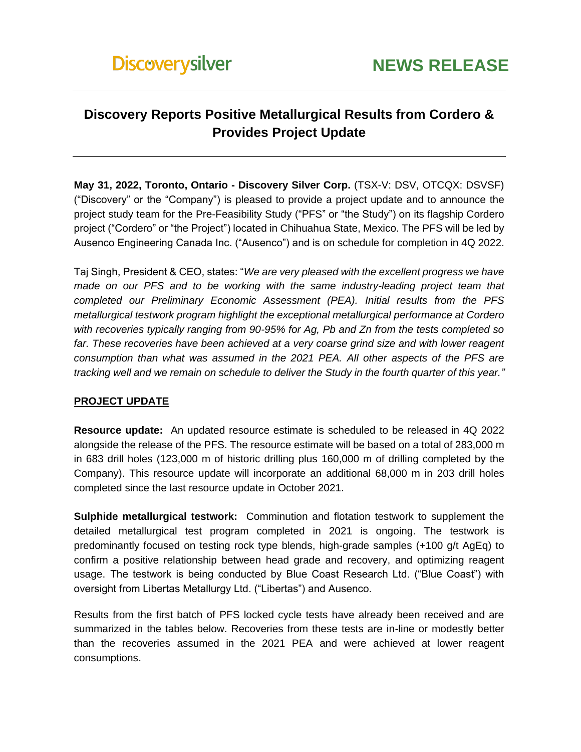Discoverysilver

**NEWS RELEASE**

# Discovery Reports Positive Metallurgical Results from Cordero & Provides Project Update

**May 31, 2022, Toronto, Ontario - Discovery Silver Corp.** (TSX-V: DSV, OTCQX: DSVSF) ("Discovery" or the "Company") is pleased to provide a project update and to announce the project study team for the Pre-Feasibility Study ("PFS" or "the Study") on its flagship Cordero project ("Cordero" or "the Project") located in Chihuahua State, Mexico. The PFS will be led by Ausenco Engineering Canada Inc. ("Ausenco") and is on schedule for completion in 4Q 2022.

Taj Singh, President & CEO, states: "*We are very pleased with the excellent progress we have made on our PFS and to be working with the same industry-leading project team that completed our Preliminary Economic Assessment (PEA). Initial results from the PFS metallurgical testwork program highlight the exceptional metallurgical performance at Cordero with recoveries typically ranging from 90-95% for Ag, Pb and Zn from the tests completed so far. These recoveries have been achieved at a very coarse grind size and with lower reagent consumption than what was assumed in the 2021 PEA. All other aspects of the PFS are tracking well and we remain on schedule to deliver the Study in the fourth quarter of this year.*"

## PROJECT UPDATE

**Resource update:** An updated resource estimate is scheduled to be released in 4Q 2022 alongside the release of the PFS. The resource estimate will be based on a total of 283,000 m in 683 drill holes (123,000 m of historic drilling plus 160,000 m of drilling completed by the Company). This resource update will incorporate an additional 68,000 m in 203 drill holes completed since the last resource update in October 2021.

**Sulphide metallurgical testwork:** Comminution and flotation testwork to supplement the detailed metallurgical test program completed in 2021 is ongoing. The testwork is predominantly focused on testing rock type blends, high-grade samples (+100 g/t AgEq) to confirm a positive relationship between head grade and recovery, and optimizing reagent usage. The testwork is being conducted by Blue Coast Research Ltd. ("Blue Coast") with oversight from Libertas Metallurgy Ltd. ("Libertas") and Ausenco.

Results from the first batch of PFS locked cycle tests have already been received and are summarized in the tables below. Recoveries from these tests are in-line or modestly better than the recoveries assumed in the 2021 PEA and were achieved at lower reagent consumptions.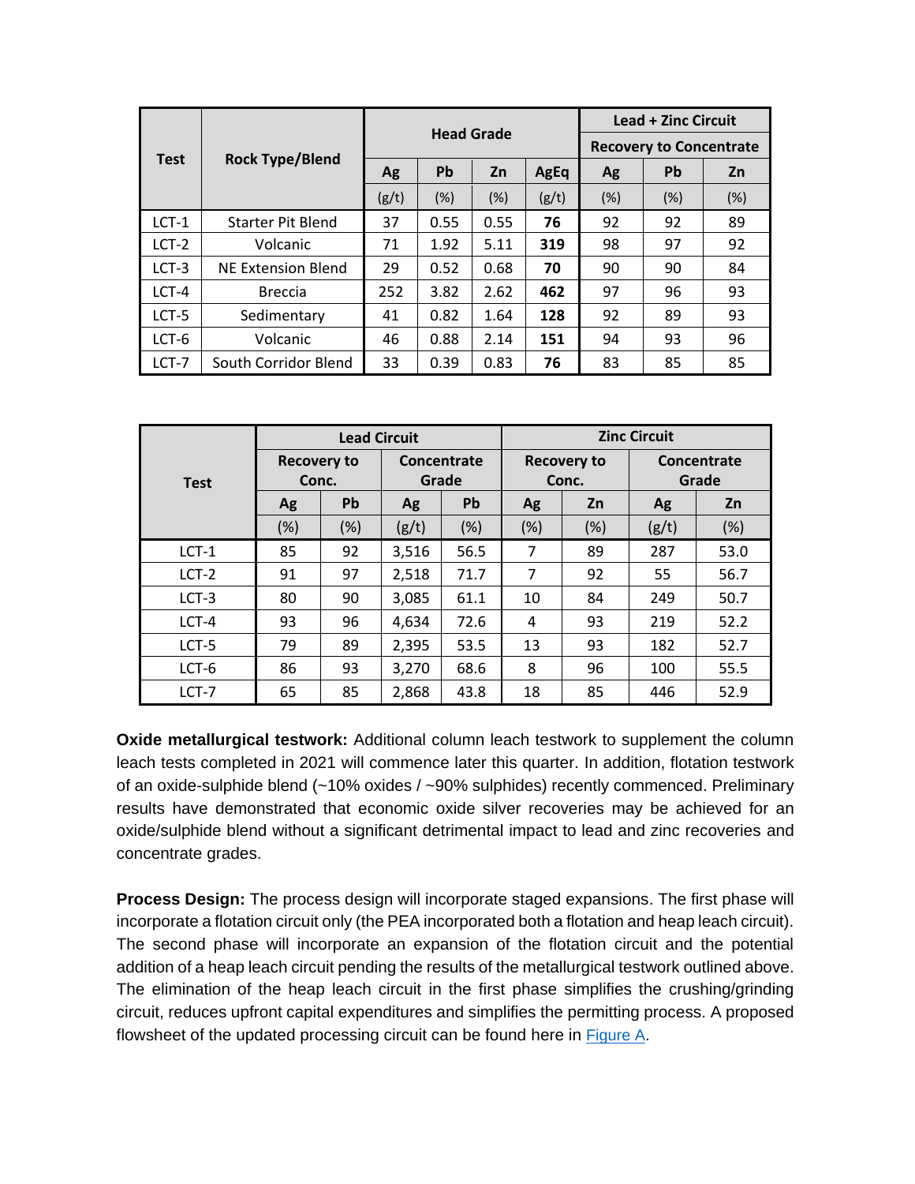| Test | Rock Type/Blend | Head Grade | | | | Lead + Zinc Circuit | | |
|---|---|---|---|---|---|---|---|---|
| | | | | | | Recovery to Concentrate | | |
| | | Ag | Pb | Zn | AgEq | Ag | Pb | Zn |
| | | (g/t) | (%) | (%) | (g/t) | (%) | (%) | (%) |
| LCT-1 | Starter Pit Blend | 37 | 0.55 | 0.55 | **76** | 92 | 92 | 89 |
| LCT-2 | Volcanic | 71 | 1.92 | 5.11 | **319** | 98 | 97 | 92 |
| LCT-3 | NE Extension Blend | 29 | 0.52 | 0.68 | **70** | 90 | 90 | 84 |
| LCT-4 | Breccia | 252 | 3.82 | 2.62 | **462** | 97 | 96 | 93 |
| LCT-5 | Sedimentary | 41 | 0.82 | 1.64 | **128** | 92 | 89 | 93 |
| LCT-6 | Volcanic | 46 | 0.88 | 2.14 | **151** | 94 | 93 | 96 |
| LCT-7 | South Corridor Blend | 33 | 0.39 | 0.83 | **76** | 83 | 85 | 85 |

| Test | Lead Circuit | | | | Zinc Circuit | | | |
|---|---|---|---|---|---|---|---|---|
| | Recovery to Conc. | | Concentrate Grade | | Recovery to Conc. | | Concentrate Grade | |
| | Ag | Pb | Ag | Pb | Ag | Zn | Ag | Zn |
| | (%) | (%) | (g/t) | (%) | (%) | (%) | (g/t) | (%) |
| LCT-1 | 85 | 92 | 3,516 | 56.5 | 7 | 89 | 287 | 53.0 |
| LCT-2 | 91 | 97 | 2,518 | 71.7 | 7 | 92 | 55 | 56.7 |
| LCT-3 | 80 | 90 | 3,085 | 61.1 | 10 | 84 | 249 | 50.7 |
| LCT-4 | 93 | 96 | 4,634 | 72.6 | 4 | 93 | 219 | 52.2 |
| LCT-5 | 79 | 89 | 2,395 | 53.5 | 13 | 93 | 182 | 52.7 |
| LCT-6 | 86 | 93 | 3,270 | 68.6 | 8 | 96 | 100 | 55.5 |
| LCT-7 | 65 | 85 | 2,868 | 43.8 | 18 | 85 | 446 | 52.9 |

**Oxide metallurgical testwork:** Additional column leach testwork to supplement the column leach tests completed in 2021 will commence later this quarter. In addition, flotation testwork of an oxide-sulphide blend (~10% oxides / ~90% sulphides) recently commenced. Preliminary results have demonstrated that economic oxide silver recoveries may be achieved for an oxide/sulphide blend without a significant detrimental impact to lead and zinc recoveries and concentrate grades.

**Process Design:** The process design will incorporate staged expansions. The first phase will incorporate a flotation circuit only (the PEA incorporated both a flotation and heap leach circuit). The second phase will incorporate an expansion of the flotation circuit and the potential addition of a heap leach circuit pending the results of the metallurgical testwork outlined above. The elimination of the heap leach circuit in the first phase simplifies the crushing/grinding circuit, reduces upfront capital expenditures and simplifies the permitting process. A proposed flowsheet of the updated processing circuit can be found here in Figure A.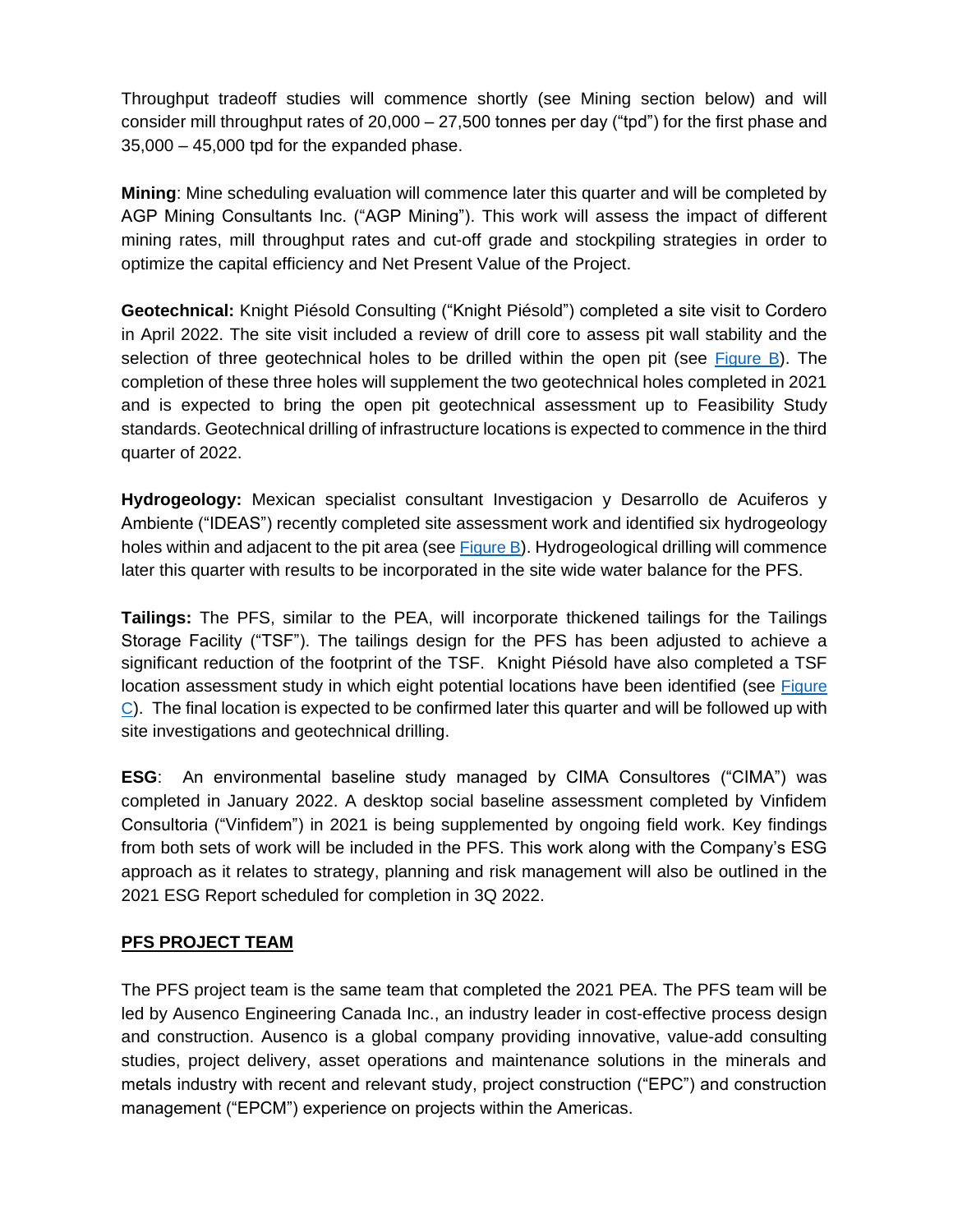Throughput tradeoff studies will commence shortly (see Mining section below) and will consider mill throughput rates of 20,000 – 27,500 tonnes per day ("tpd") for the first phase and 35,000 – 45,000 tpd for the expanded phase.

**Mining**: Mine scheduling evaluation will commence later this quarter and will be completed by AGP Mining Consultants Inc. ("AGP Mining"). This work will assess the impact of different mining rates, mill throughput rates and cut-off grade and stockpiling strategies in order to optimize the capital efficiency and Net Present Value of the Project.

**Geotechnical:** Knight Piésold Consulting ("Knight Piésold") completed a site visit to Cordero in April 2022. The site visit included a review of drill core to assess pit wall stability and the selection of three geotechnical holes to be drilled within the open pit (see Figure B). The completion of these three holes will supplement the two geotechnical holes completed in 2021 and is expected to bring the open pit geotechnical assessment up to Feasibility Study standards. Geotechnical drilling of infrastructure locations is expected to commence in the third quarter of 2022.

**Hydrogeology:** Mexican specialist consultant Investigacion y Desarrollo de Acuiferos y Ambiente ("IDEAS") recently completed site assessment work and identified six hydrogeology holes within and adjacent to the pit area (see Figure B). Hydrogeological drilling will commence later this quarter with results to be incorporated in the site wide water balance for the PFS.

**Tailings:** The PFS, similar to the PEA, will incorporate thickened tailings for the Tailings Storage Facility ("TSF"). The tailings design for the PFS has been adjusted to achieve a significant reduction of the footprint of the TSF. Knight Piésold have also completed a TSF location assessment study in which eight potential locations have been identified (see Figure C). The final location is expected to be confirmed later this quarter and will be followed up with site investigations and geotechnical drilling.

**ESG**: An environmental baseline study managed by CIMA Consultores ("CIMA") was completed in January 2022. A desktop social baseline assessment completed by Vinfidem Consultoria ("Vinfidem") in 2021 is being supplemented by ongoing field work. Key findings from both sets of work will be included in the PFS. This work along with the Company's ESG approach as it relates to strategy, planning and risk management will also be outlined in the 2021 ESG Report scheduled for completion in 3Q 2022.

## PFS PROJECT TEAM

The PFS project team is the same team that completed the 2021 PEA. The PFS team will be led by Ausenco Engineering Canada Inc., an industry leader in cost-effective process design and construction. Ausenco is a global company providing innovative, value-add consulting studies, project delivery, asset operations and maintenance solutions in the minerals and metals industry with recent and relevant study, project construction ("EPC") and construction management ("EPCM") experience on projects within the Americas.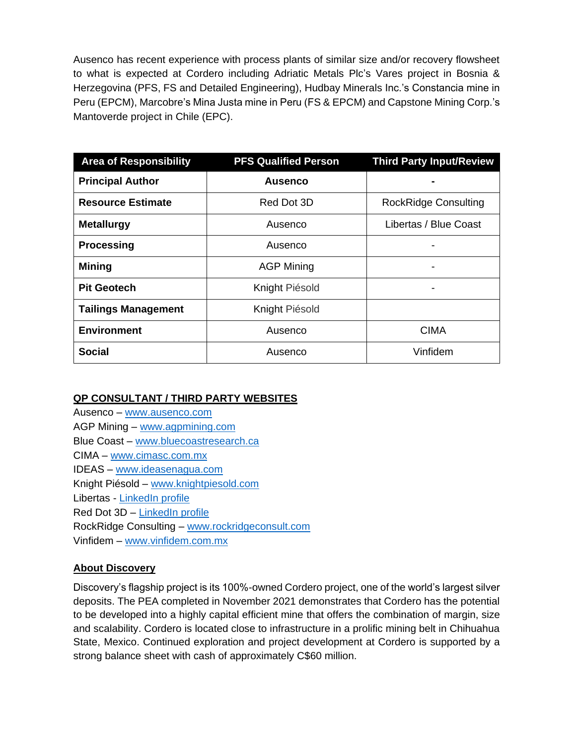Ausenco has recent experience with process plants of similar size and/or recovery flowsheet to what is expected at Cordero including Adriatic Metals Plc's Vares project in Bosnia & Herzegovina (PFS, FS and Detailed Engineering), Hudbay Minerals Inc.'s Constancia mine in Peru (EPCM), Marcobre's Mina Justa mine in Peru (FS & EPCM) and Capstone Mining Corp.'s Mantoverde project in Chile (EPC).

| Area of Responsibility | PFS Qualified Person | Third Party Input/Review |
|---|---|---|
| **Principal Author** | **Ausenco** | **-** |
| **Resource Estimate** | Red Dot 3D | RockRidge Consulting |
| **Metallurgy** | Ausenco | Libertas / Blue Coast |
| **Processing** | Ausenco | - |
| **Mining** | AGP Mining | - |
| **Pit Geotech** | Knight Piésold | - |
| **Tailings Management** | Knight Piésold | |
| **Environment** | Ausenco | CIMA |
| **Social** | Ausenco | Vinfidem |

**QP CONSULTANT / THIRD PARTY WEBSITES**

Ausenco – www.ausenco.com
AGP Mining – www.agpmining.com
Blue Coast – www.bluecoastresearch.ca
CIMA – www.cimasc.com.mx
IDEAS – www.ideasenagua.com
Knight Piésold – www.knightpiesold.com
Libertas - LinkedIn profile
Red Dot 3D – LinkedIn profile
RockRidge Consulting – www.rockridgeconsult.com
Vinfidem – www.vinfidem.com.mx

**About Discovery**

Discovery's flagship project is its 100%-owned Cordero project, one of the world's largest silver deposits. The PEA completed in November 2021 demonstrates that Cordero has the potential to be developed into a highly capital efficient mine that offers the combination of margin, size and scalability. Cordero is located close to infrastructure in a prolific mining belt in Chihuahua State, Mexico. Continued exploration and project development at Cordero is supported by a strong balance sheet with cash of approximately C$60 million.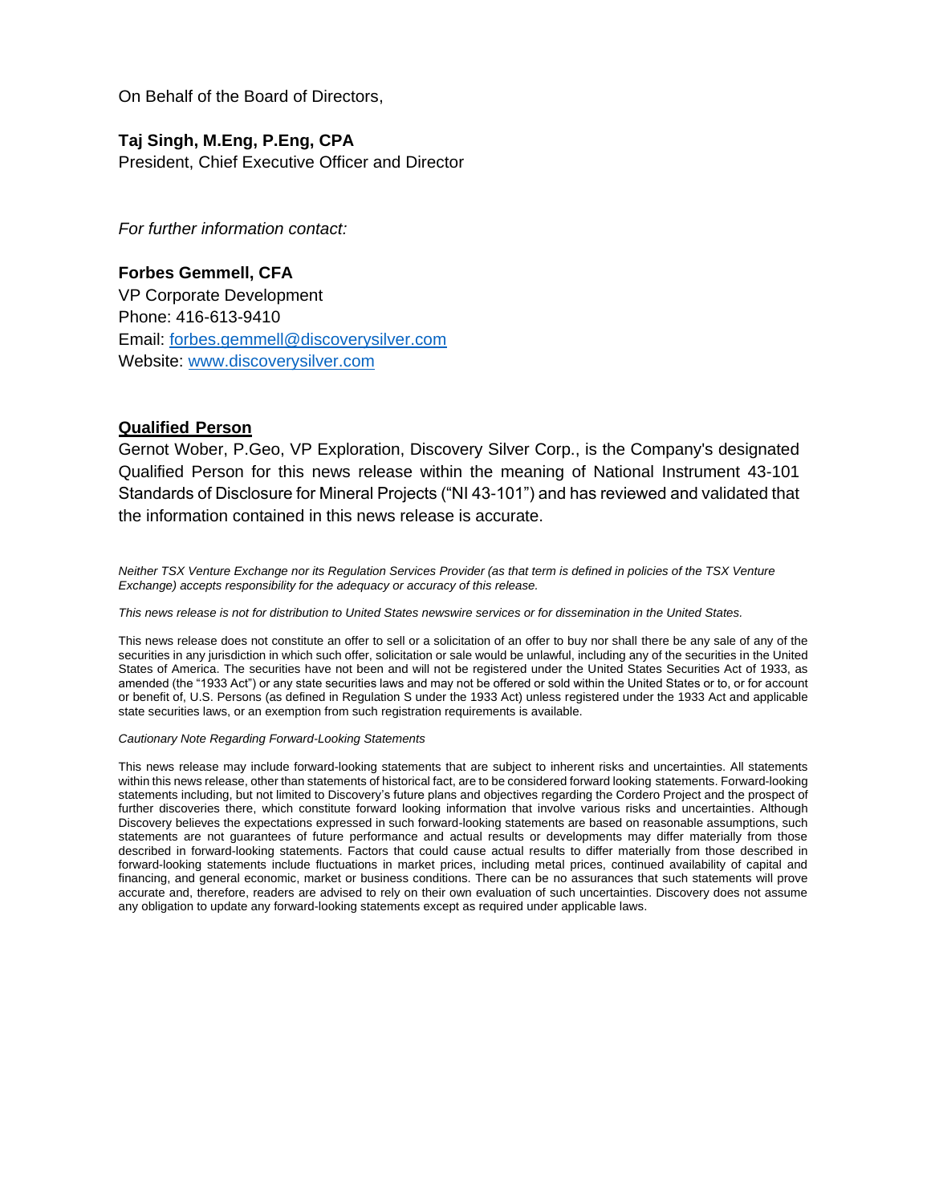On Behalf of the Board of Directors,

**Taj Singh, M.Eng, P.Eng, CPA**
President, Chief Executive Officer and Director

*For further information contact:*

**Forbes Gemmell, CFA**
VP Corporate Development
Phone: 416-613-9410
Email: [forbes.gemmell@discoverysilver.com](mailto:forbes.gemmell@discoverysilver.com)
Website: [www.discoverysilver.com](http://www.discoverysilver.com)

## Qualified Person

Gernot Wober, P.Geo, VP Exploration, Discovery Silver Corp., is the Company's designated Qualified Person for this news release within the meaning of National Instrument 43-101 Standards of Disclosure for Mineral Projects ("NI 43-101") and has reviewed and validated that the information contained in this news release is accurate.

*Neither TSX Venture Exchange nor its Regulation Services Provider (as that term is defined in policies of the TSX Venture Exchange) accepts responsibility for the adequacy or accuracy of this release.*

*This news release is not for distribution to United States newswire services or for dissemination in the United States.*

This news release does not constitute an offer to sell or a solicitation of an offer to buy nor shall there be any sale of any of the securities in any jurisdiction in which such offer, solicitation or sale would be unlawful, including any of the securities in the United States of America. The securities have not been and will not be registered under the United States Securities Act of 1933, as amended (the "1933 Act") or any state securities laws and may not be offered or sold within the United States or to, or for account or benefit of, U.S. Persons (as defined in Regulation S under the 1933 Act) unless registered under the 1933 Act and applicable state securities laws, or an exemption from such registration requirements is available.

*Cautionary Note Regarding Forward-Looking Statements*

This news release may include forward-looking statements that are subject to inherent risks and uncertainties. All statements within this news release, other than statements of historical fact, are to be considered forward looking statements. Forward-looking statements including, but not limited to Discovery's future plans and objectives regarding the Cordero Project and the prospect of further discoveries there, which constitute forward looking information that involve various risks and uncertainties. Although Discovery believes the expectations expressed in such forward-looking statements are based on reasonable assumptions, such statements are not guarantees of future performance and actual results or developments may differ materially from those described in forward-looking statements. Factors that could cause actual results to differ materially from those described in forward-looking statements include fluctuations in market prices, including metal prices, continued availability of capital and financing, and general economic, market or business conditions. There can be no assurances that such statements will prove accurate and, therefore, readers are advised to rely on their own evaluation of such uncertainties. Discovery does not assume any obligation to update any forward-looking statements except as required under applicable laws.